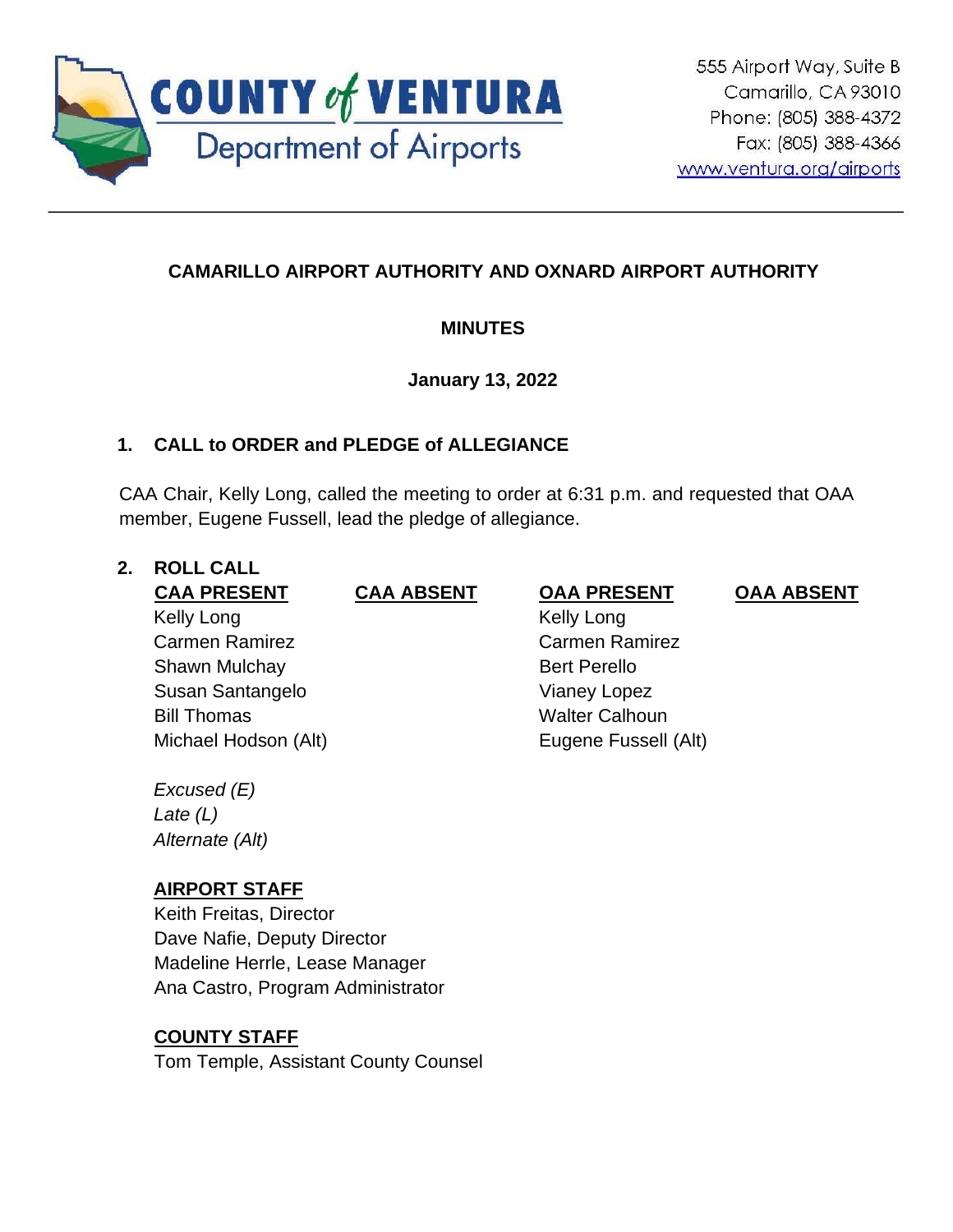COUNTY of VENTURA
Department of Airports

555 Airport Way, Suite B
Camarillo, CA 93010
Phone: (805) 388-4372
Fax: (805) 388-4366
www.ventura.org/airports

---

## CAMARILLO AIRPORT AUTHORITY AND OXNARD AIRPORT AUTHORITY

### MINUTES

**January 13, 2022**

### 1. CALL to ORDER and PLEDGE of ALLEGIANCE

CAA Chair, Kelly Long, called the meeting to order at 6:31 p.m. and requested that OAA member, Eugene Fussell, lead the pledge of allegiance.

### 2. ROLL CALL

| CAA PRESENT | CAA ABSENT | OAA PRESENT | OAA ABSENT |
|---|---|---|---|
| Kelly Long | | Kelly Long | |
| Carmen Ramirez | | Carmen Ramirez | |
| Shawn Mulchay | | Bert Perello | |
| Susan Santangelo | | Vianey Lopez | |
| Bill Thomas | | Walter Calhoun | |
| Michael Hodson (Alt) | | Eugene Fussell (Alt) | |

*Excused (E)*
*Late (L)*
*Alternate (Alt)*

**AIRPORT STAFF**
Keith Freitas, Director
Dave Nafie, Deputy Director
Madeline Herrle, Lease Manager
Ana Castro, Program Administrator

**COUNTY STAFF**
Tom Temple, Assistant County Counsel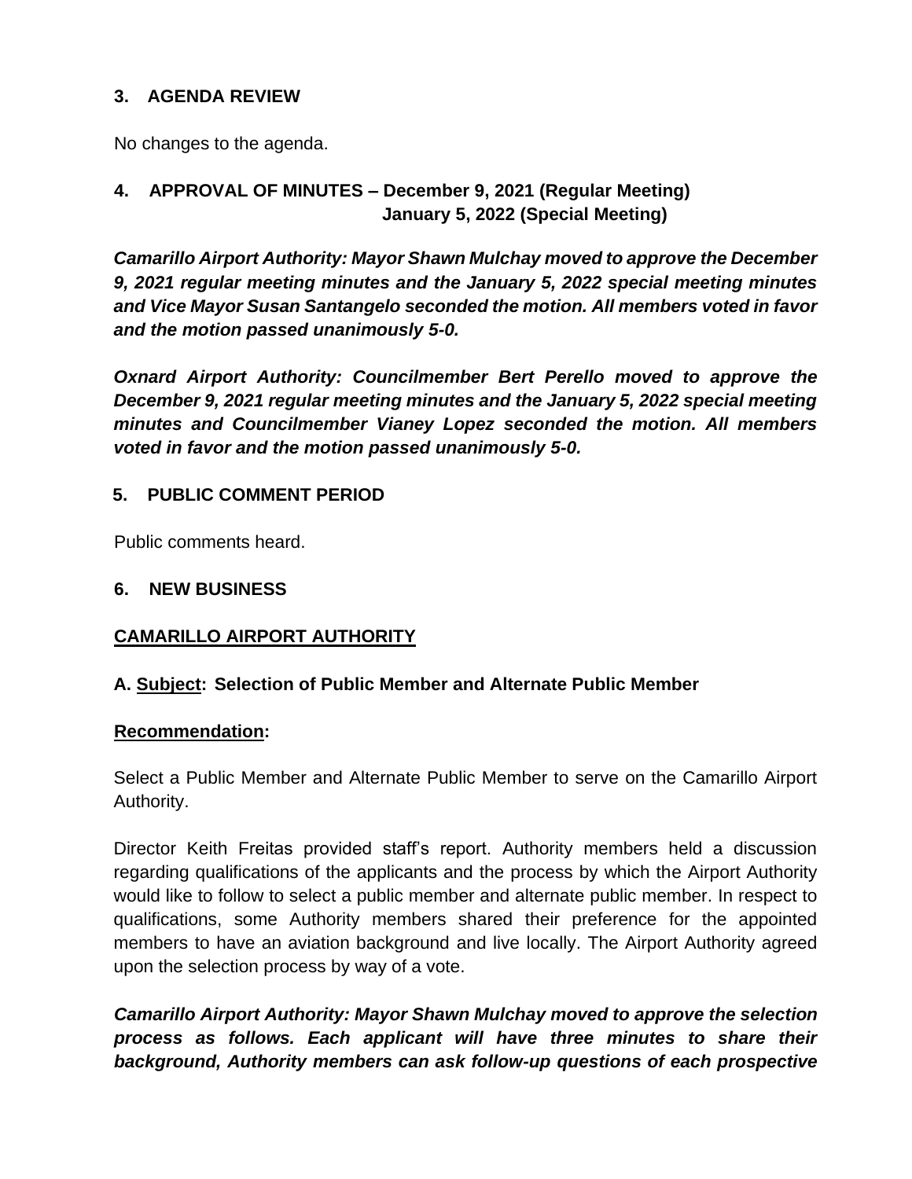### 3. AGENDA REVIEW

No changes to the agenda.

### 4. APPROVAL OF MINUTES – December 9, 2021 (Regular Meeting) January 5, 2022 (Special Meeting)

***Camarillo Airport Authority: Mayor Shawn Mulchay moved to approve the December 9, 2021 regular meeting minutes and the January 5, 2022 special meeting minutes and Vice Mayor Susan Santangelo seconded the motion. All members voted in favor and the motion passed unanimously 5-0.***

***Oxnard Airport Authority: Councilmember Bert Perello moved to approve the December 9, 2021 regular meeting minutes and the January 5, 2022 special meeting minutes and Councilmember Vianey Lopez seconded the motion. All members voted in favor and the motion passed unanimously 5-0.***

### 5. PUBLIC COMMENT PERIOD

Public comments heard.

### 6. NEW BUSINESS

**CAMARILLO AIRPORT AUTHORITY**

**A. Subject: Selection of Public Member and Alternate Public Member**

**Recommendation:**

Select a Public Member and Alternate Public Member to serve on the Camarillo Airport Authority.

Director Keith Freitas provided staff's report. Authority members held a discussion regarding qualifications of the applicants and the process by which the Airport Authority would like to follow to select a public member and alternate public member. In respect to qualifications, some Authority members shared their preference for the appointed members to have an aviation background and live locally. The Airport Authority agreed upon the selection process by way of a vote.

***Camarillo Airport Authority: Mayor Shawn Mulchay moved to approve the selection process as follows. Each applicant will have three minutes to share their background, Authority members can ask follow-up questions of each prospective***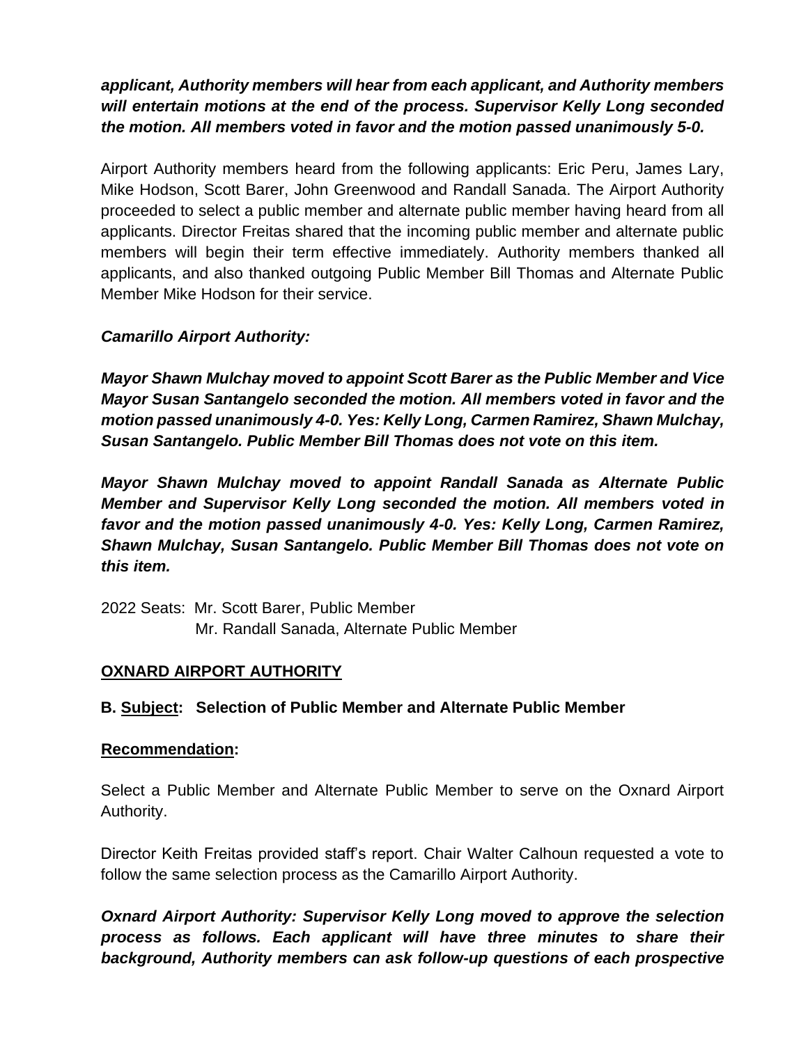***applicant, Authority members will hear from each applicant, and Authority members will entertain motions at the end of the process. Supervisor Kelly Long seconded the motion. All members voted in favor and the motion passed unanimously 5-0.***

Airport Authority members heard from the following applicants: Eric Peru, James Lary, Mike Hodson, Scott Barer, John Greenwood and Randall Sanada. The Airport Authority proceeded to select a public member and alternate public member having heard from all applicants. Director Freitas shared that the incoming public member and alternate public members will begin their term effective immediately. Authority members thanked all applicants, and also thanked outgoing Public Member Bill Thomas and Alternate Public Member Mike Hodson for their service.

***Camarillo Airport Authority:***

***Mayor Shawn Mulchay moved to appoint Scott Barer as the Public Member and Vice Mayor Susan Santangelo seconded the motion. All members voted in favor and the motion passed unanimously 4-0. Yes: Kelly Long, Carmen Ramirez, Shawn Mulchay, Susan Santangelo. Public Member Bill Thomas does not vote on this item.***

***Mayor Shawn Mulchay moved to appoint Randall Sanada as Alternate Public Member and Supervisor Kelly Long seconded the motion. All members voted in favor and the motion passed unanimously 4-0. Yes: Kelly Long, Carmen Ramirez, Shawn Mulchay, Susan Santangelo. Public Member Bill Thomas does not vote on this item.***

2022 Seats: Mr. Scott Barer, Public Member
Mr. Randall Sanada, Alternate Public Member

**OXNARD AIRPORT AUTHORITY**

**B. Subject: Selection of Public Member and Alternate Public Member**

**Recommendation:**

Select a Public Member and Alternate Public Member to serve on the Oxnard Airport Authority.

Director Keith Freitas provided staff's report. Chair Walter Calhoun requested a vote to follow the same selection process as the Camarillo Airport Authority.

***Oxnard Airport Authority: Supervisor Kelly Long moved to approve the selection process as follows. Each applicant will have three minutes to share their background, Authority members can ask follow-up questions of each prospective***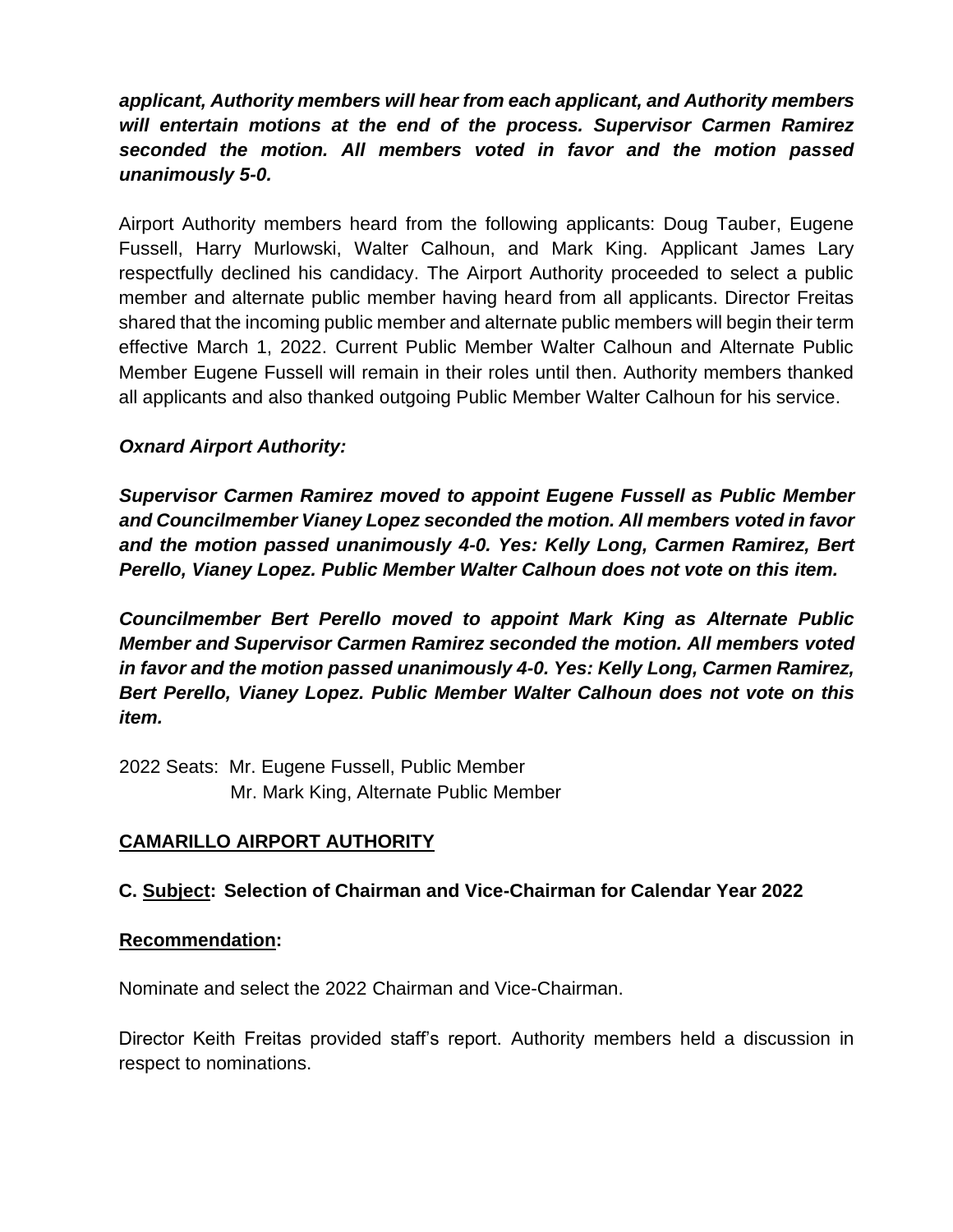***applicant, Authority members will hear from each applicant, and Authority members will entertain motions at the end of the process. Supervisor Carmen Ramirez seconded the motion. All members voted in favor and the motion passed unanimously 5-0.***

Airport Authority members heard from the following applicants: Doug Tauber, Eugene Fussell, Harry Murlowski, Walter Calhoun, and Mark King. Applicant James Lary respectfully declined his candidacy. The Airport Authority proceeded to select a public member and alternate public member having heard from all applicants. Director Freitas shared that the incoming public member and alternate public members will begin their term effective March 1, 2022. Current Public Member Walter Calhoun and Alternate Public Member Eugene Fussell will remain in their roles until then. Authority members thanked all applicants and also thanked outgoing Public Member Walter Calhoun for his service.

***Oxnard Airport Authority:***

***Supervisor Carmen Ramirez moved to appoint Eugene Fussell as Public Member and Councilmember Vianey Lopez seconded the motion. All members voted in favor and the motion passed unanimously 4-0. Yes: Kelly Long, Carmen Ramirez, Bert Perello, Vianey Lopez. Public Member Walter Calhoun does not vote on this item.***

***Councilmember Bert Perello moved to appoint Mark King as Alternate Public Member and Supervisor Carmen Ramirez seconded the motion. All members voted in favor and the motion passed unanimously 4-0. Yes: Kelly Long, Carmen Ramirez, Bert Perello, Vianey Lopez. Public Member Walter Calhoun does not vote on this item.***

2022 Seats: Mr. Eugene Fussell, Public Member
Mr. Mark King, Alternate Public Member

## CAMARILLO AIRPORT AUTHORITY

**C. Subject: Selection of Chairman and Vice-Chairman for Calendar Year 2022**

**Recommendation:**

Nominate and select the 2022 Chairman and Vice-Chairman.

Director Keith Freitas provided staff's report. Authority members held a discussion in respect to nominations.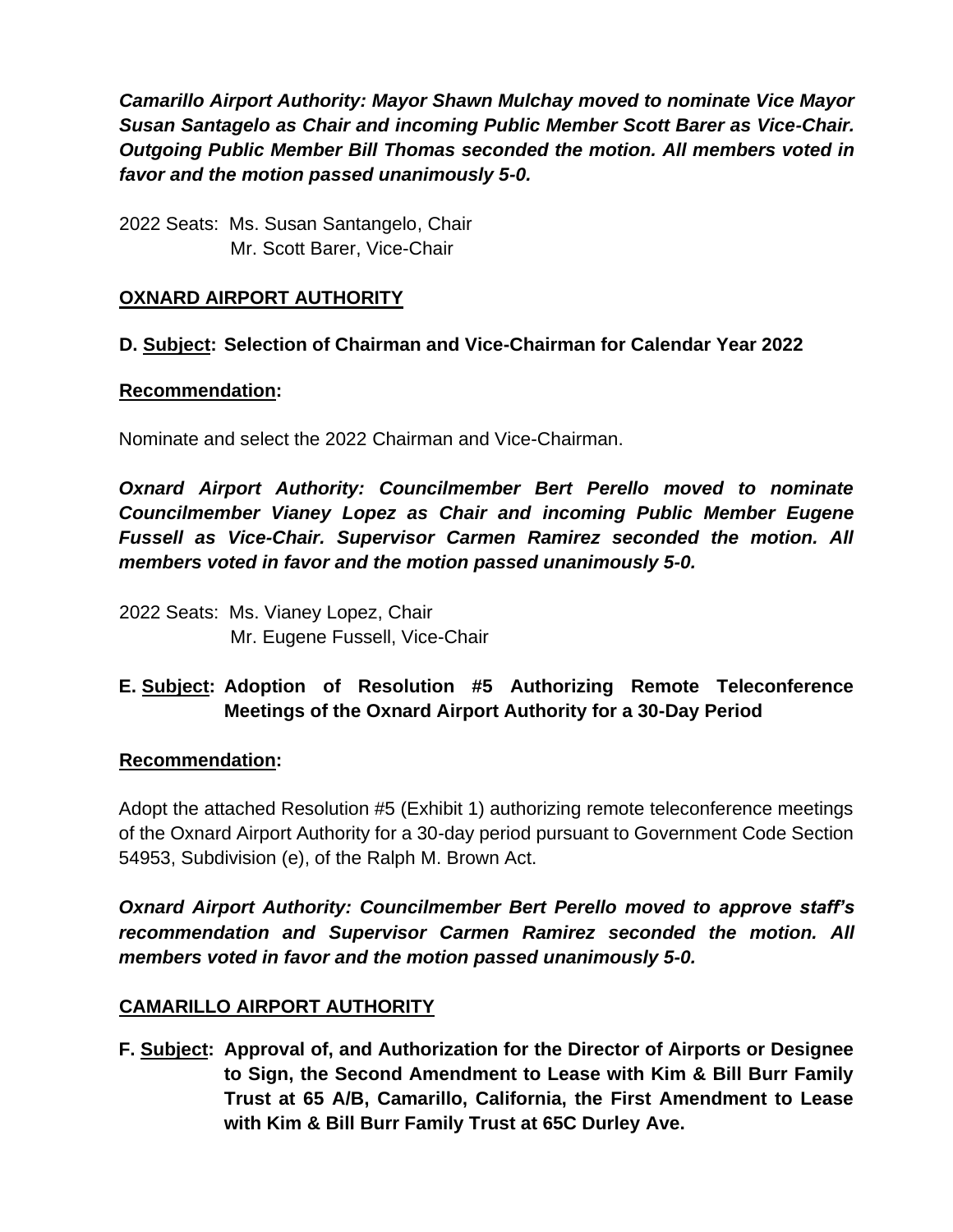***Camarillo Airport Authority: Mayor Shawn Mulchay moved to nominate Vice Mayor Susan Santagelo as Chair and incoming Public Member Scott Barer as Vice-Chair. Outgoing Public Member Bill Thomas seconded the motion. All members voted in favor and the motion passed unanimously 5-0.***

2022 Seats: Ms. Susan Santangelo, Chair
Mr. Scott Barer, Vice-Chair

## OXNARD AIRPORT AUTHORITY

**D. Subject: Selection of Chairman and Vice-Chairman for Calendar Year 2022**

**Recommendation:**

Nominate and select the 2022 Chairman and Vice-Chairman.

***Oxnard Airport Authority: Councilmember Bert Perello moved to nominate Councilmember Vianey Lopez as Chair and incoming Public Member Eugene Fussell as Vice-Chair. Supervisor Carmen Ramirez seconded the motion. All members voted in favor and the motion passed unanimously 5-0.***

2022 Seats: Ms. Vianey Lopez, Chair
Mr. Eugene Fussell, Vice-Chair

**E. Subject: Adoption of Resolution #5 Authorizing Remote Teleconference Meetings of the Oxnard Airport Authority for a 30-Day Period**

**Recommendation:**

Adopt the attached Resolution #5 (Exhibit 1) authorizing remote teleconference meetings of the Oxnard Airport Authority for a 30-day period pursuant to Government Code Section 54953, Subdivision (e), of the Ralph M. Brown Act.

***Oxnard Airport Authority: Councilmember Bert Perello moved to approve staff's recommendation and Supervisor Carmen Ramirez seconded the motion. All members voted in favor and the motion passed unanimously 5-0.***

## CAMARILLO AIRPORT AUTHORITY

**F. Subject: Approval of, and Authorization for the Director of Airports or Designee to Sign, the Second Amendment to Lease with Kim & Bill Burr Family Trust at 65 A/B, Camarillo, California, the First Amendment to Lease with Kim & Bill Burr Family Trust at 65C Durley Ave.**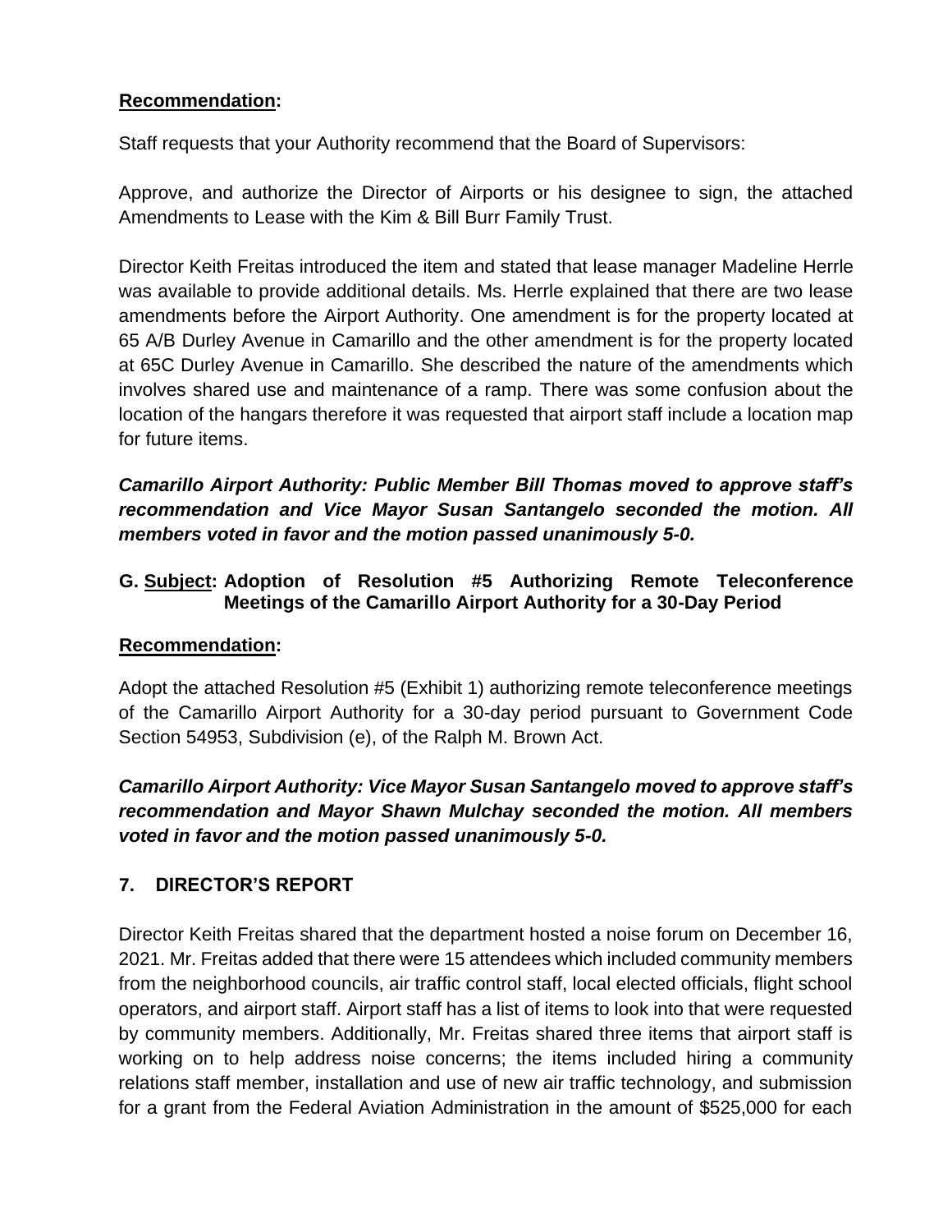**Recommendation:**

Staff requests that your Authority recommend that the Board of Supervisors:

Approve, and authorize the Director of Airports or his designee to sign, the attached Amendments to Lease with the Kim & Bill Burr Family Trust.

Director Keith Freitas introduced the item and stated that lease manager Madeline Herrle was available to provide additional details. Ms. Herrle explained that there are two lease amendments before the Airport Authority. One amendment is for the property located at 65 A/B Durley Avenue in Camarillo and the other amendment is for the property located at 65C Durley Avenue in Camarillo. She described the nature of the amendments which involves shared use and maintenance of a ramp. There was some confusion about the location of the hangars therefore it was requested that airport staff include a location map for future items.

***Camarillo Airport Authority: Public Member Bill Thomas moved to approve staff's recommendation and Vice Mayor Susan Santangelo seconded the motion. All members voted in favor and the motion passed unanimously 5-0.***

**G. Subject: Adoption of Resolution #5 Authorizing Remote Teleconference Meetings of the Camarillo Airport Authority for a 30-Day Period**

**Recommendation:**

Adopt the attached Resolution #5 (Exhibit 1) authorizing remote teleconference meetings of the Camarillo Airport Authority for a 30-day period pursuant to Government Code Section 54953, Subdivision (e), of the Ralph M. Brown Act.

***Camarillo Airport Authority: Vice Mayor Susan Santangelo moved to approve staff's recommendation and Mayor Shawn Mulchay seconded the motion. All members voted in favor and the motion passed unanimously 5-0.***

## 7. DIRECTOR'S REPORT

Director Keith Freitas shared that the department hosted a noise forum on December 16, 2021. Mr. Freitas added that there were 15 attendees which included community members from the neighborhood councils, air traffic control staff, local elected officials, flight school operators, and airport staff. Airport staff has a list of items to look into that were requested by community members. Additionally, Mr. Freitas shared three items that airport staff is working on to help address noise concerns; the items included hiring a community relations staff member, installation and use of new air traffic technology, and submission for a grant from the Federal Aviation Administration in the amount of $525,000 for each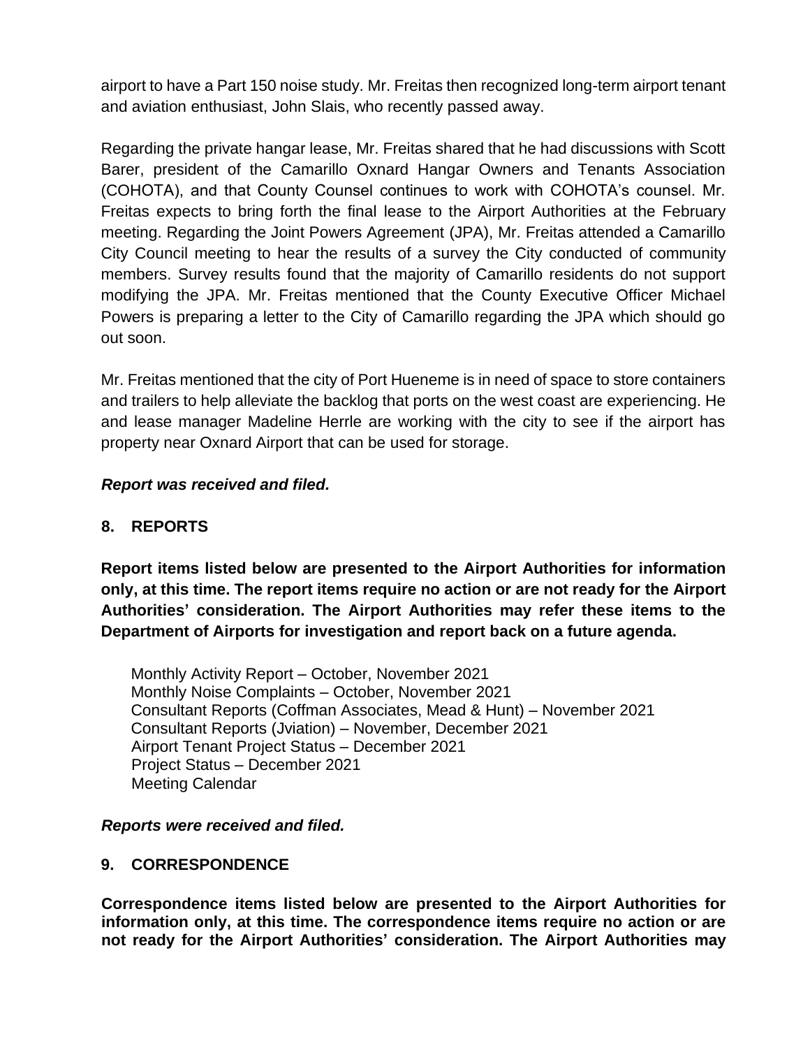airport to have a Part 150 noise study. Mr. Freitas then recognized long-term airport tenant and aviation enthusiast, John Slais, who recently passed away.

Regarding the private hangar lease, Mr. Freitas shared that he had discussions with Scott Barer, president of the Camarillo Oxnard Hangar Owners and Tenants Association (COHOTA), and that County Counsel continues to work with COHOTA's counsel. Mr. Freitas expects to bring forth the final lease to the Airport Authorities at the February meeting. Regarding the Joint Powers Agreement (JPA), Mr. Freitas attended a Camarillo City Council meeting to hear the results of a survey the City conducted of community members. Survey results found that the majority of Camarillo residents do not support modifying the JPA. Mr. Freitas mentioned that the County Executive Officer Michael Powers is preparing a letter to the City of Camarillo regarding the JPA which should go out soon.

Mr. Freitas mentioned that the city of Port Hueneme is in need of space to store containers and trailers to help alleviate the backlog that ports on the west coast are experiencing. He and lease manager Madeline Herrle are working with the city to see if the airport has property near Oxnard Airport that can be used for storage.

***Report was received and filed.***

## 8. REPORTS

**Report items listed below are presented to the Airport Authorities for information only, at this time. The report items require no action or are not ready for the Airport Authorities' consideration. The Airport Authorities may refer these items to the Department of Airports for investigation and report back on a future agenda.**

Monthly Activity Report – October, November 2021
Monthly Noise Complaints – October, November 2021
Consultant Reports (Coffman Associates, Mead & Hunt) – November 2021
Consultant Reports (Jviation) – November, December 2021
Airport Tenant Project Status – December 2021
Project Status – December 2021
Meeting Calendar

***Reports were received and filed.***

## 9. CORRESPONDENCE

**Correspondence items listed below are presented to the Airport Authorities for information only, at this time. The correspondence items require no action or are not ready for the Airport Authorities' consideration. The Airport Authorities may**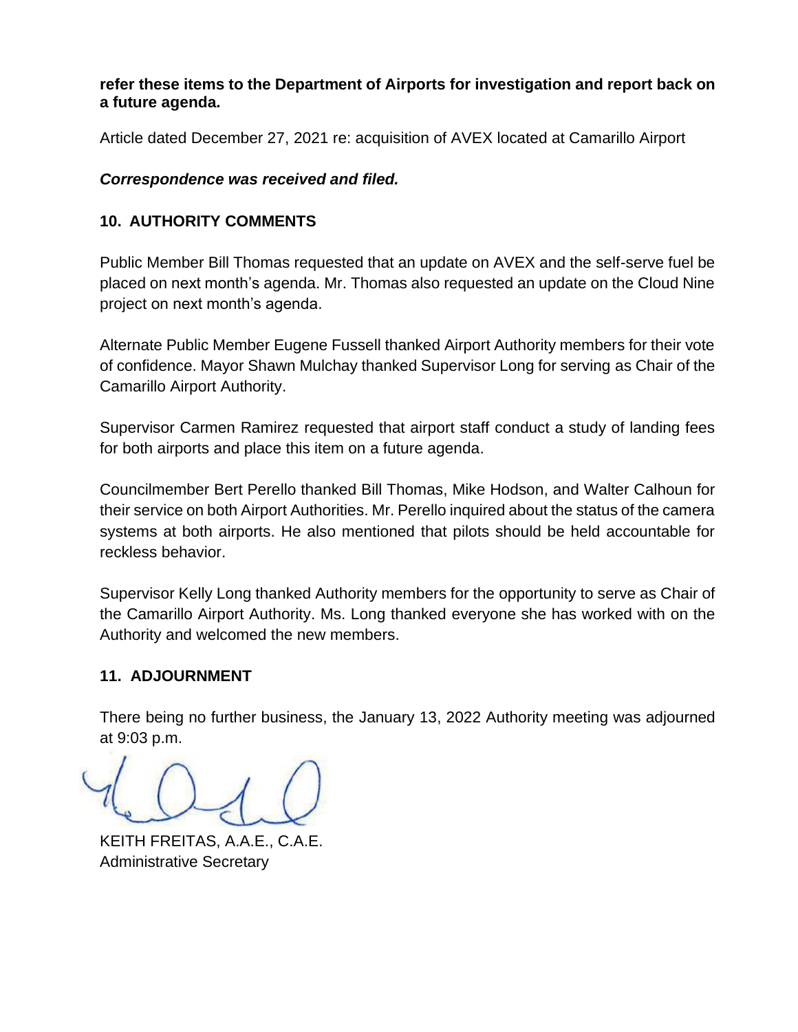**refer these items to the Department of Airports for investigation and report back on a future agenda.**

Article dated December 27, 2021 re: acquisition of AVEX located at Camarillo Airport

***Correspondence was received and filed.***

## 10. AUTHORITY COMMENTS

Public Member Bill Thomas requested that an update on AVEX and the self-serve fuel be placed on next month's agenda. Mr. Thomas also requested an update on the Cloud Nine project on next month's agenda.

Alternate Public Member Eugene Fussell thanked Airport Authority members for their vote of confidence. Mayor Shawn Mulchay thanked Supervisor Long for serving as Chair of the Camarillo Airport Authority.

Supervisor Carmen Ramirez requested that airport staff conduct a study of landing fees for both airports and place this item on a future agenda.

Councilmember Bert Perello thanked Bill Thomas, Mike Hodson, and Walter Calhoun for their service on both Airport Authorities. Mr. Perello inquired about the status of the camera systems at both airports. He also mentioned that pilots should be held accountable for reckless behavior.

Supervisor Kelly Long thanked Authority members for the opportunity to serve as Chair of the Camarillo Airport Authority. Ms. Long thanked everyone she has worked with on the Authority and welcomed the new members.

## 11. ADJOURNMENT

There being no further business, the January 13, 2022 Authority meeting was adjourned at 9:03 p.m.

KEITH FREITAS, A.A.E., C.A.E.
Administrative Secretary